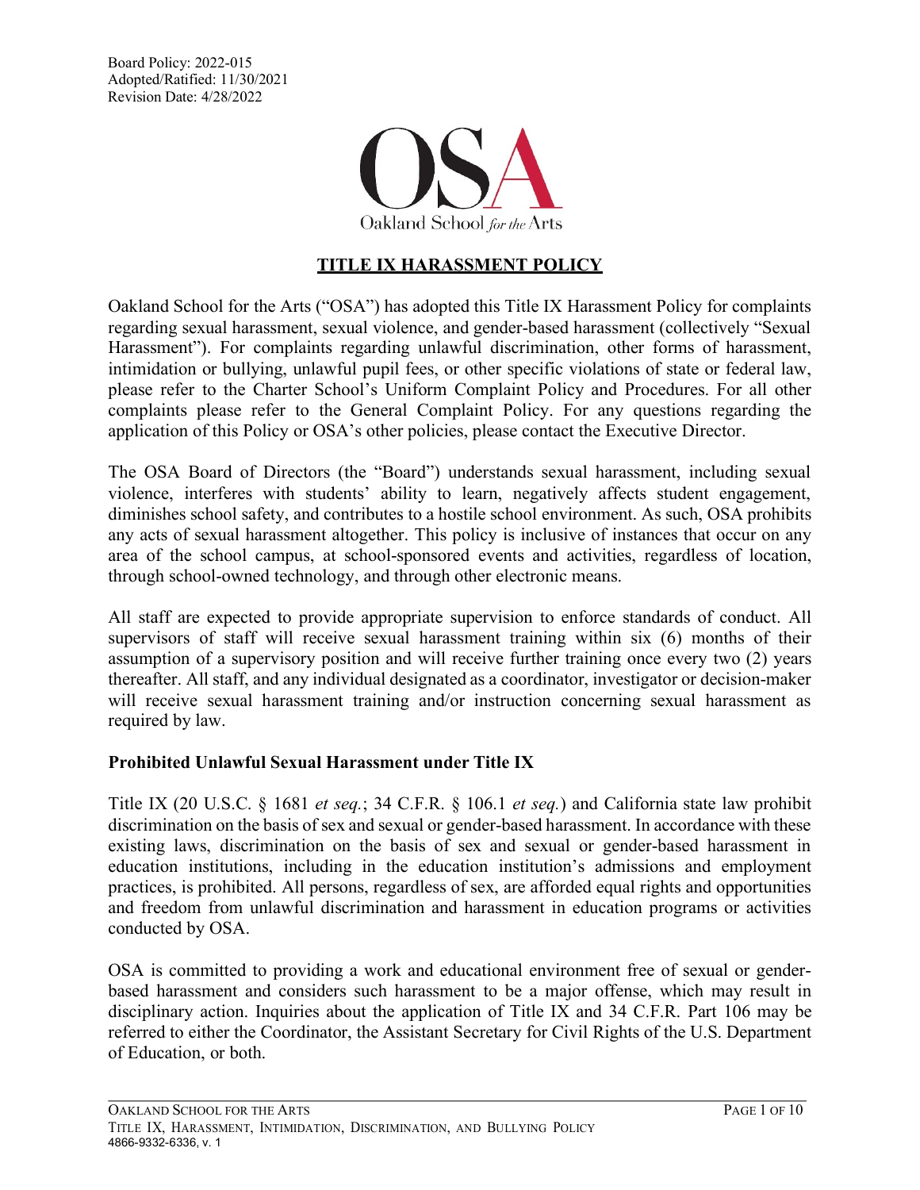Board Policy: 2022-015
Adopted/Ratified: 11/30/2021
Revision Date: 4/28/2022

OSA
Oakland School *for the* Arts

# TITLE IX HARASSMENT POLICY

Oakland School for the Arts ("OSA") has adopted this Title IX Harassment Policy for complaints regarding sexual harassment, sexual violence, and gender-based harassment (collectively "Sexual Harassment"). For complaints regarding unlawful discrimination, other forms of harassment, intimidation or bullying, unlawful pupil fees, or other specific violations of state or federal law, please refer to the Charter School's Uniform Complaint Policy and Procedures. For all other complaints please refer to the General Complaint Policy. For any questions regarding the application of this Policy or OSA's other policies, please contact the Executive Director.

The OSA Board of Directors (the "Board") understands sexual harassment, including sexual violence, interferes with students' ability to learn, negatively affects student engagement, diminishes school safety, and contributes to a hostile school environment. As such, OSA prohibits any acts of sexual harassment altogether. This policy is inclusive of instances that occur on any area of the school campus, at school-sponsored events and activities, regardless of location, through school-owned technology, and through other electronic means.

All staff are expected to provide appropriate supervision to enforce standards of conduct. All supervisors of staff will receive sexual harassment training within six (6) months of their assumption of a supervisory position and will receive further training once every two (2) years thereafter. All staff, and any individual designated as a coordinator, investigator or decision-maker will receive sexual harassment training and/or instruction concerning sexual harassment as required by law.

## Prohibited Unlawful Sexual Harassment under Title IX

Title IX (20 U.S.C. § 1681 *et seq.*; 34 C.F.R. § 106.1 *et seq.*) and California state law prohibit discrimination on the basis of sex and sexual or gender-based harassment. In accordance with these existing laws, discrimination on the basis of sex and sexual or gender-based harassment in education institutions, including in the education institution's admissions and employment practices, is prohibited. All persons, regardless of sex, are afforded equal rights and opportunities and freedom from unlawful discrimination and harassment in education programs or activities conducted by OSA.

OSA is committed to providing a work and educational environment free of sexual or gender-based harassment and considers such harassment to be a major offense, which may result in disciplinary action. Inquiries about the application of Title IX and 34 C.F.R. Part 106 may be referred to either the Coordinator, the Assistant Secretary for Civil Rights of the U.S. Department of Education, or both.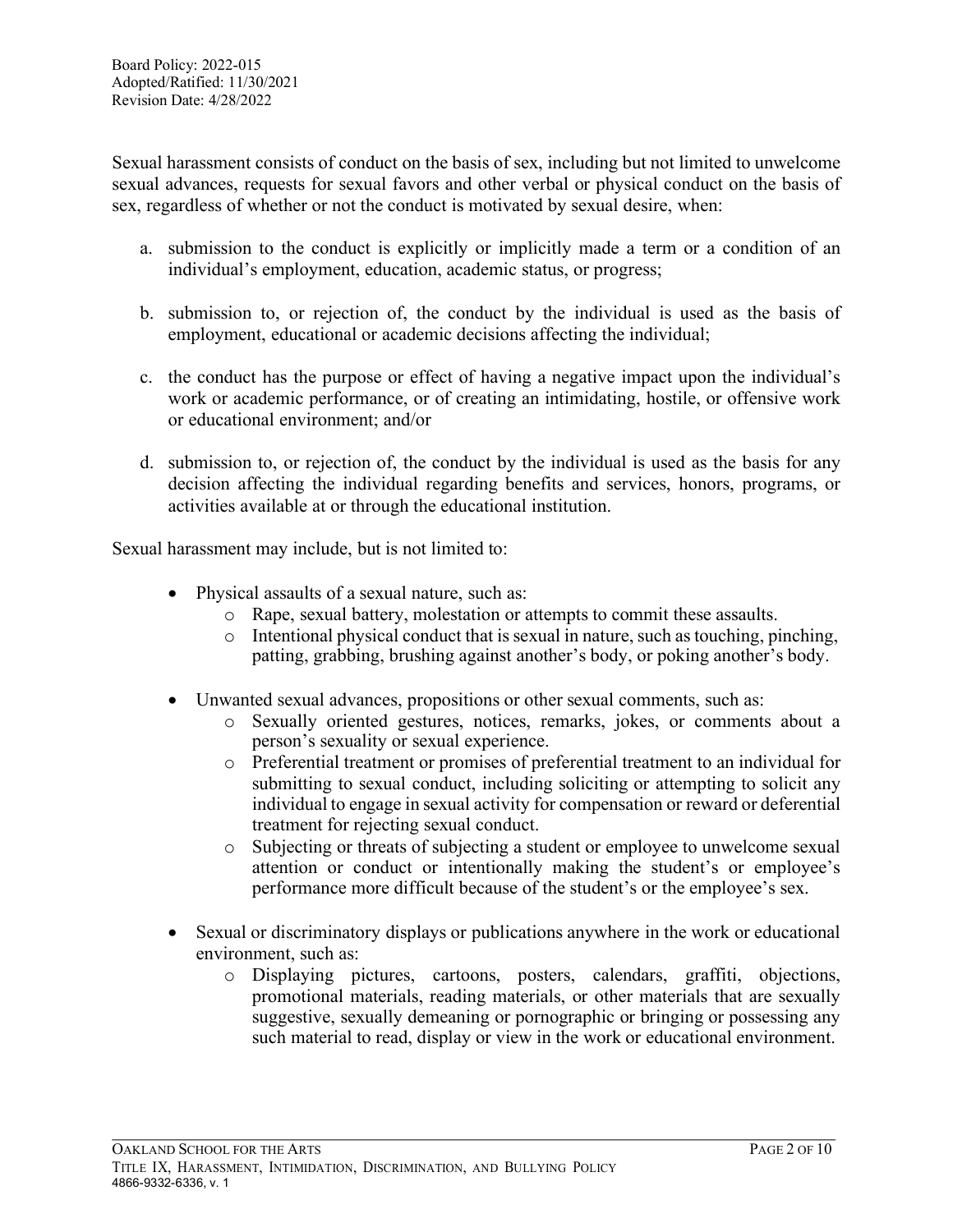Sexual harassment consists of conduct on the basis of sex, including but not limited to unwelcome sexual advances, requests for sexual favors and other verbal or physical conduct on the basis of sex, regardless of whether or not the conduct is motivated by sexual desire, when:

a. submission to the conduct is explicitly or implicitly made a term or a condition of an individual's employment, education, academic status, or progress;

b. submission to, or rejection of, the conduct by the individual is used as the basis of employment, educational or academic decisions affecting the individual;

c. the conduct has the purpose or effect of having a negative impact upon the individual's work or academic performance, or of creating an intimidating, hostile, or offensive work or educational environment; and/or

d. submission to, or rejection of, the conduct by the individual is used as the basis for any decision affecting the individual regarding benefits and services, honors, programs, or activities available at or through the educational institution.

Sexual harassment may include, but is not limited to:

- Physical assaults of a sexual nature, such as:
  - Rape, sexual battery, molestation or attempts to commit these assaults.
  - Intentional physical conduct that is sexual in nature, such as touching, pinching, patting, grabbing, brushing against another's body, or poking another's body.

- Unwanted sexual advances, propositions or other sexual comments, such as:
  - Sexually oriented gestures, notices, remarks, jokes, or comments about a person's sexuality or sexual experience.
  - Preferential treatment or promises of preferential treatment to an individual for submitting to sexual conduct, including soliciting or attempting to solicit any individual to engage in sexual activity for compensation or reward or deferential treatment for rejecting sexual conduct.
  - Subjecting or threats of subjecting a student or employee to unwelcome sexual attention or conduct or intentionally making the student's or employee's performance more difficult because of the student's or the employee's sex.

- Sexual or discriminatory displays or publications anywhere in the work or educational environment, such as:
  - Displaying pictures, cartoons, posters, calendars, graffiti, objections, promotional materials, reading materials, or other materials that are sexually suggestive, sexually demeaning or pornographic or bringing or possessing any such material to read, display or view in the work or educational environment.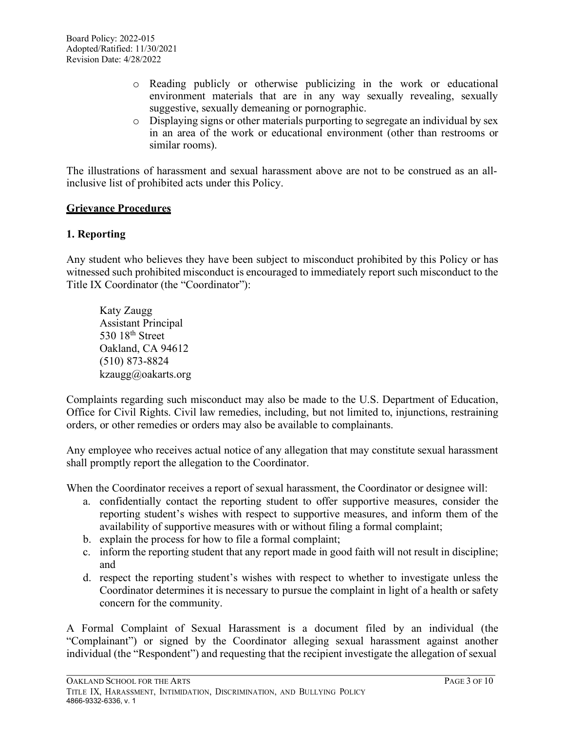- Reading publicly or otherwise publicizing in the work or educational environment materials that are in any way sexually revealing, sexually suggestive, sexually demeaning or pornographic.
- Displaying signs or other materials purporting to segregate an individual by sex in an area of the work or educational environment (other than restrooms or similar rooms).

The illustrations of harassment and sexual harassment above are not to be construed as an all-inclusive list of prohibited acts under this Policy.

## Grievance Procedures

### 1. Reporting

Any student who believes they have been subject to misconduct prohibited by this Policy or has witnessed such prohibited misconduct is encouraged to immediately report such misconduct to the Title IX Coordinator (the "Coordinator"):

> Katy Zaugg
> Assistant Principal
> 530 18th Street
> Oakland, CA 94612
> (510) 873-8824
> kzaugg@oakarts.org

Complaints regarding such misconduct may also be made to the U.S. Department of Education, Office for Civil Rights. Civil law remedies, including, but not limited to, injunctions, restraining orders, or other remedies or orders may also be available to complainants.

Any employee who receives actual notice of any allegation that may constitute sexual harassment shall promptly report the allegation to the Coordinator.

When the Coordinator receives a report of sexual harassment, the Coordinator or designee will:

a. confidentially contact the reporting student to offer supportive measures, consider the reporting student's wishes with respect to supportive measures, and inform them of the availability of supportive measures with or without filing a formal complaint;
b. explain the process for how to file a formal complaint;
c. inform the reporting student that any report made in good faith will not result in discipline; and
d. respect the reporting student's wishes with respect to whether to investigate unless the Coordinator determines it is necessary to pursue the complaint in light of a health or safety concern for the community.

A Formal Complaint of Sexual Harassment is a document filed by an individual (the "Complainant") or signed by the Coordinator alleging sexual harassment against another individual (the "Respondent") and requesting that the recipient investigate the allegation of sexual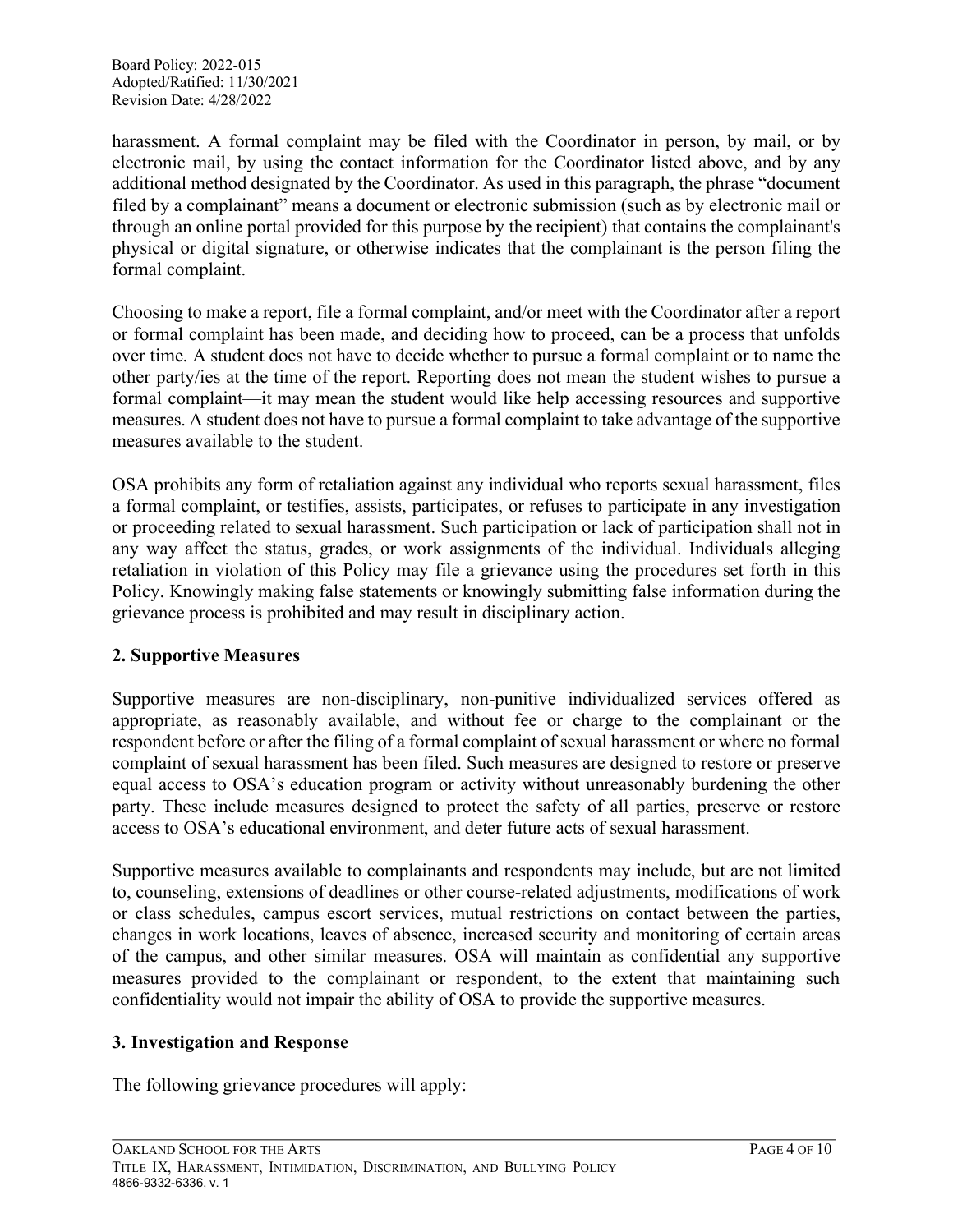harassment. A formal complaint may be filed with the Coordinator in person, by mail, or by electronic mail, by using the contact information for the Coordinator listed above, and by any additional method designated by the Coordinator. As used in this paragraph, the phrase "document filed by a complainant" means a document or electronic submission (such as by electronic mail or through an online portal provided for this purpose by the recipient) that contains the complainant's physical or digital signature, or otherwise indicates that the complainant is the person filing the formal complaint.

Choosing to make a report, file a formal complaint, and/or meet with the Coordinator after a report or formal complaint has been made, and deciding how to proceed, can be a process that unfolds over time. A student does not have to decide whether to pursue a formal complaint or to name the other party/ies at the time of the report. Reporting does not mean the student wishes to pursue a formal complaint—it may mean the student would like help accessing resources and supportive measures. A student does not have to pursue a formal complaint to take advantage of the supportive measures available to the student.

OSA prohibits any form of retaliation against any individual who reports sexual harassment, files a formal complaint, or testifies, assists, participates, or refuses to participate in any investigation or proceeding related to sexual harassment. Such participation or lack of participation shall not in any way affect the status, grades, or work assignments of the individual. Individuals alleging retaliation in violation of this Policy may file a grievance using the procedures set forth in this Policy. Knowingly making false statements or knowingly submitting false information during the grievance process is prohibited and may result in disciplinary action.

**2. Supportive Measures**

Supportive measures are non-disciplinary, non-punitive individualized services offered as appropriate, as reasonably available, and without fee or charge to the complainant or the respondent before or after the filing of a formal complaint of sexual harassment or where no formal complaint of sexual harassment has been filed. Such measures are designed to restore or preserve equal access to OSA's education program or activity without unreasonably burdening the other party. These include measures designed to protect the safety of all parties, preserve or restore access to OSA's educational environment, and deter future acts of sexual harassment.

Supportive measures available to complainants and respondents may include, but are not limited to, counseling, extensions of deadlines or other course-related adjustments, modifications of work or class schedules, campus escort services, mutual restrictions on contact between the parties, changes in work locations, leaves of absence, increased security and monitoring of certain areas of the campus, and other similar measures. OSA will maintain as confidential any supportive measures provided to the complainant or respondent, to the extent that maintaining such confidentiality would not impair the ability of OSA to provide the supportive measures.

**3. Investigation and Response**

The following grievance procedures will apply: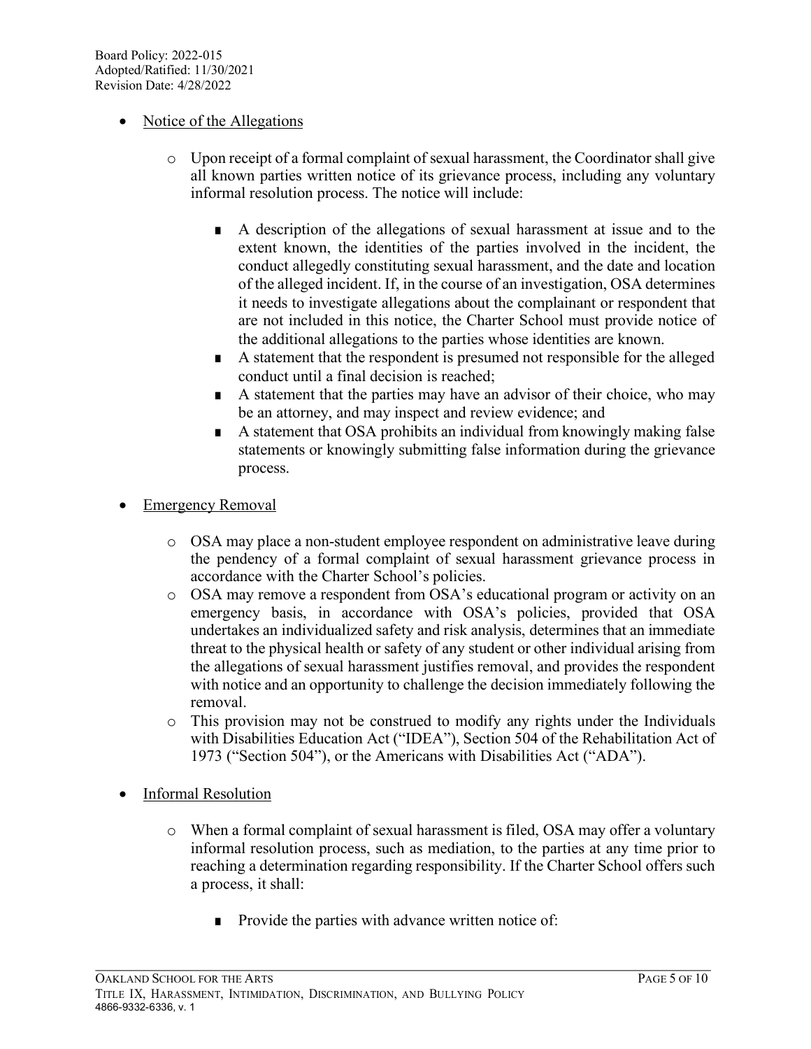- Notice of the Allegations

  - Upon receipt of a formal complaint of sexual harassment, the Coordinator shall give all known parties written notice of its grievance process, including any voluntary informal resolution process. The notice will include:

    - A description of the allegations of sexual harassment at issue and to the extent known, the identities of the parties involved in the incident, the conduct allegedly constituting sexual harassment, and the date and location of the alleged incident. If, in the course of an investigation, OSA determines it needs to investigate allegations about the complainant or respondent that are not included in this notice, the Charter School must provide notice of the additional allegations to the parties whose identities are known.
    - A statement that the respondent is presumed not responsible for the alleged conduct until a final decision is reached;
    - A statement that the parties may have an advisor of their choice, who may be an attorney, and may inspect and review evidence; and
    - A statement that OSA prohibits an individual from knowingly making false statements or knowingly submitting false information during the grievance process.

- Emergency Removal

  - OSA may place a non-student employee respondent on administrative leave during the pendency of a formal complaint of sexual harassment grievance process in accordance with the Charter School's policies.
  - OSA may remove a respondent from OSA's educational program or activity on an emergency basis, in accordance with OSA's policies, provided that OSA undertakes an individualized safety and risk analysis, determines that an immediate threat to the physical health or safety of any student or other individual arising from the allegations of sexual harassment justifies removal, and provides the respondent with notice and an opportunity to challenge the decision immediately following the removal.
  - This provision may not be construed to modify any rights under the Individuals with Disabilities Education Act ("IDEA"), Section 504 of the Rehabilitation Act of 1973 ("Section 504"), or the Americans with Disabilities Act ("ADA").

- Informal Resolution

  - When a formal complaint of sexual harassment is filed, OSA may offer a voluntary informal resolution process, such as mediation, to the parties at any time prior to reaching a determination regarding responsibility. If the Charter School offers such a process, it shall:

    - Provide the parties with advance written notice of: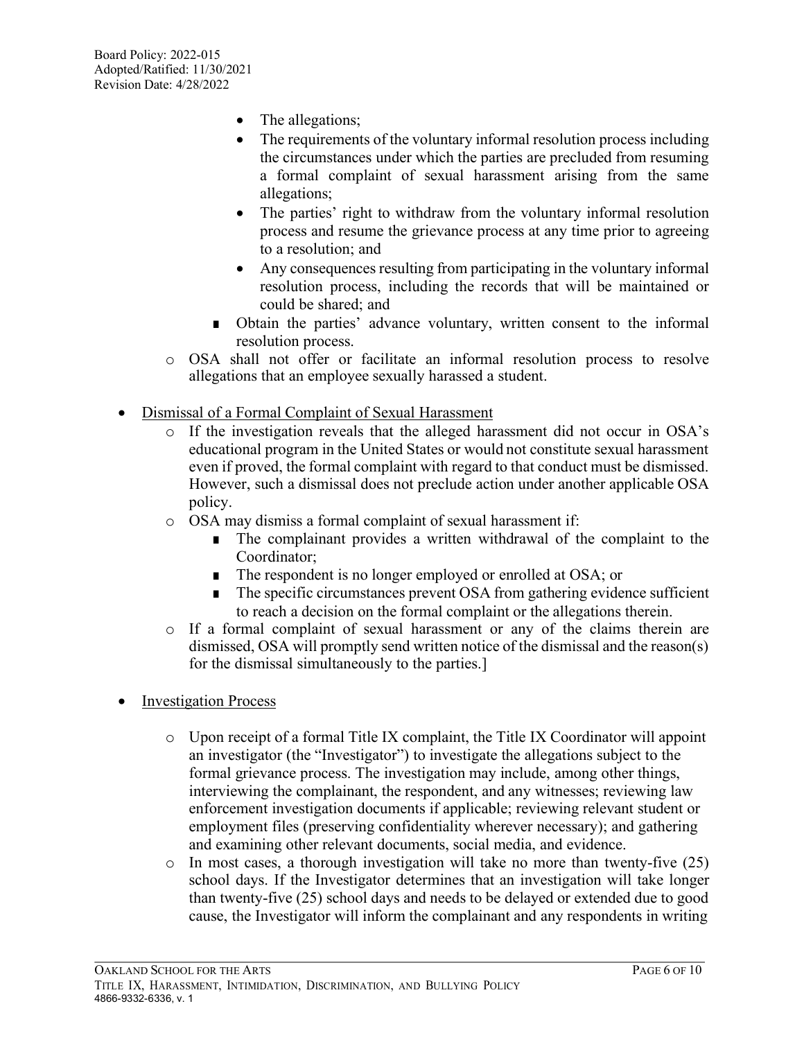- The allegations;
- The requirements of the voluntary informal resolution process including the circumstances under which the parties are precluded from resuming a formal complaint of sexual harassment arising from the same allegations;
- The parties' right to withdraw from the voluntary informal resolution process and resume the grievance process at any time prior to agreeing to a resolution; and
- Any consequences resulting from participating in the voluntary informal resolution process, including the records that will be maintained or could be shared; and

    - Obtain the parties' advance voluntary, written consent to the informal resolution process.

  - OSA shall not offer or facilitate an informal resolution process to resolve allegations that an employee sexually harassed a student.

- <u>Dismissal of a Formal Complaint of Sexual Harassment</u>
  - If the investigation reveals that the alleged harassment did not occur in OSA's educational program in the United States or would not constitute sexual harassment even if proved, the formal complaint with regard to that conduct must be dismissed. However, such a dismissal does not preclude action under another applicable OSA policy.
  - OSA may dismiss a formal complaint of sexual harassment if:
    - The complainant provides a written withdrawal of the complaint to the Coordinator;
    - The respondent is no longer employed or enrolled at OSA; or
    - The specific circumstances prevent OSA from gathering evidence sufficient to reach a decision on the formal complaint or the allegations therein.
  - If a formal complaint of sexual harassment or any of the claims therein are dismissed, OSA will promptly send written notice of the dismissal and the reason(s) for the dismissal simultaneously to the parties.]

- <u>Investigation Process</u>
  - Upon receipt of a formal Title IX complaint, the Title IX Coordinator will appoint an investigator (the "Investigator") to investigate the allegations subject to the formal grievance process. The investigation may include, among other things, interviewing the complainant, the respondent, and any witnesses; reviewing law enforcement investigation documents if applicable; reviewing relevant student or employment files (preserving confidentiality wherever necessary); and gathering and examining other relevant documents, social media, and evidence.
  - In most cases, a thorough investigation will take no more than twenty-five (25) school days. If the Investigator determines that an investigation will take longer than twenty-five (25) school days and needs to be delayed or extended due to good cause, the Investigator will inform the complainant and any respondents in writing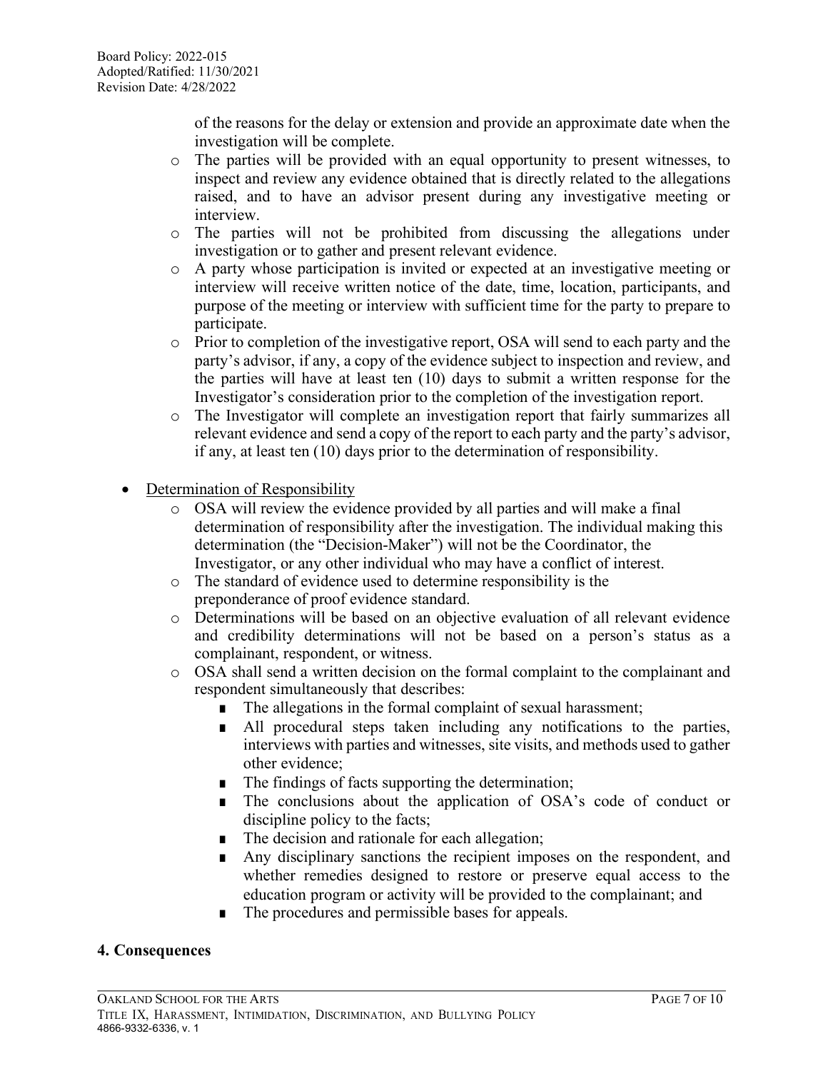of the reasons for the delay or extension and provide an approximate date when the investigation will be complete.

- The parties will be provided with an equal opportunity to present witnesses, to inspect and review any evidence obtained that is directly related to the allegations raised, and to have an advisor present during any investigative meeting or interview.
- The parties will not be prohibited from discussing the allegations under investigation or to gather and present relevant evidence.
- A party whose participation is invited or expected at an investigative meeting or interview will receive written notice of the date, time, location, participants, and purpose of the meeting or interview with sufficient time for the party to prepare to participate.
- Prior to completion of the investigative report, OSA will send to each party and the party's advisor, if any, a copy of the evidence subject to inspection and review, and the parties will have at least ten (10) days to submit a written response for the Investigator's consideration prior to the completion of the investigation report.
- The Investigator will complete an investigation report that fairly summarizes all relevant evidence and send a copy of the report to each party and the party's advisor, if any, at least ten (10) days prior to the determination of responsibility.

- Determination of Responsibility
  - OSA will review the evidence provided by all parties and will make a final determination of responsibility after the investigation. The individual making this determination (the "Decision-Maker") will not be the Coordinator, the Investigator, or any other individual who may have a conflict of interest.
  - The standard of evidence used to determine responsibility is the preponderance of proof evidence standard.
  - Determinations will be based on an objective evaluation of all relevant evidence and credibility determinations will not be based on a person's status as a complainant, respondent, or witness.
  - OSA shall send a written decision on the formal complaint to the complainant and respondent simultaneously that describes:
    - The allegations in the formal complaint of sexual harassment;
    - All procedural steps taken including any notifications to the parties, interviews with parties and witnesses, site visits, and methods used to gather other evidence;
    - The findings of facts supporting the determination;
    - The conclusions about the application of OSA's code of conduct or discipline policy to the facts;
    - The decision and rationale for each allegation;
    - Any disciplinary sanctions the recipient imposes on the respondent, and whether remedies designed to restore or preserve equal access to the education program or activity will be provided to the complainant; and
    - The procedures and permissible bases for appeals.

## 4. Consequences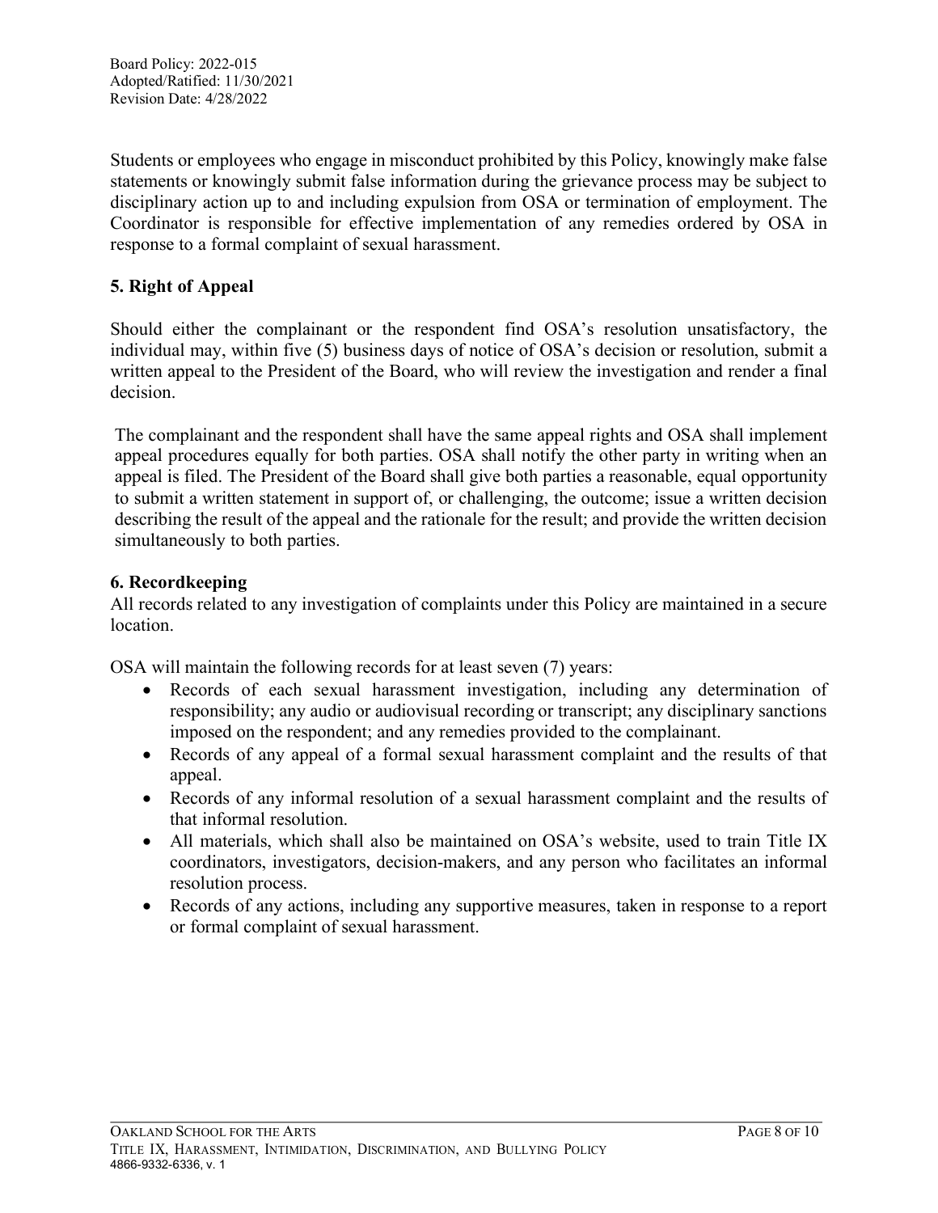Students or employees who engage in misconduct prohibited by this Policy, knowingly make false statements or knowingly submit false information during the grievance process may be subject to disciplinary action up to and including expulsion from OSA or termination of employment. The Coordinator is responsible for effective implementation of any remedies ordered by OSA in response to a formal complaint of sexual harassment.

**5. Right of Appeal**

Should either the complainant or the respondent find OSA's resolution unsatisfactory, the individual may, within five (5) business days of notice of OSA's decision or resolution, submit a written appeal to the President of the Board, who will review the investigation and render a final decision.

The complainant and the respondent shall have the same appeal rights and OSA shall implement appeal procedures equally for both parties. OSA shall notify the other party in writing when an appeal is filed. The President of the Board shall give both parties a reasonable, equal opportunity to submit a written statement in support of, or challenging, the outcome; issue a written decision describing the result of the appeal and the rationale for the result; and provide the written decision simultaneously to both parties.

**6. Recordkeeping**

All records related to any investigation of complaints under this Policy are maintained in a secure location.

OSA will maintain the following records for at least seven (7) years:

- Records of each sexual harassment investigation, including any determination of responsibility; any audio or audiovisual recording or transcript; any disciplinary sanctions imposed on the respondent; and any remedies provided to the complainant.
- Records of any appeal of a formal sexual harassment complaint and the results of that appeal.
- Records of any informal resolution of a sexual harassment complaint and the results of that informal resolution.
- All materials, which shall also be maintained on OSA's website, used to train Title IX coordinators, investigators, decision-makers, and any person who facilitates an informal resolution process.
- Records of any actions, including any supportive measures, taken in response to a report or formal complaint of sexual harassment.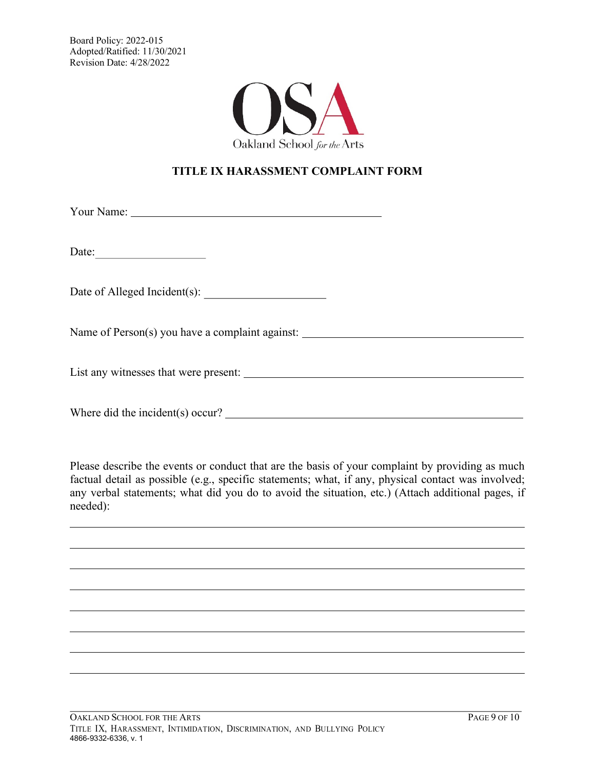Board Policy: 2022-015
Adopted/Ratified: 11/30/2021
Revision Date: 4/28/2022

OSA
Oakland School *for the* Arts

**TITLE IX HARASSMENT COMPLAINT FORM**

Your Name: ____________________________________________

Date: ____________________

Date of Alleged Incident(s): ______________________

Name of Person(s) you have a complaint against: ____________________________________

List any witnesses that were present: ____________________________________________

Where did the incident(s) occur? ________________________________________________

Please describe the events or conduct that are the basis of your complaint by providing as much factual detail as possible (e.g., specific statements; what, if any, physical contact was involved; any verbal statements; what did you do to avoid the situation, etc.) (Attach additional pages, if needed):

________________________________________________________________________________

________________________________________________________________________________

________________________________________________________________________________

________________________________________________________________________________

________________________________________________________________________________

________________________________________________________________________________

________________________________________________________________________________

________________________________________________________________________________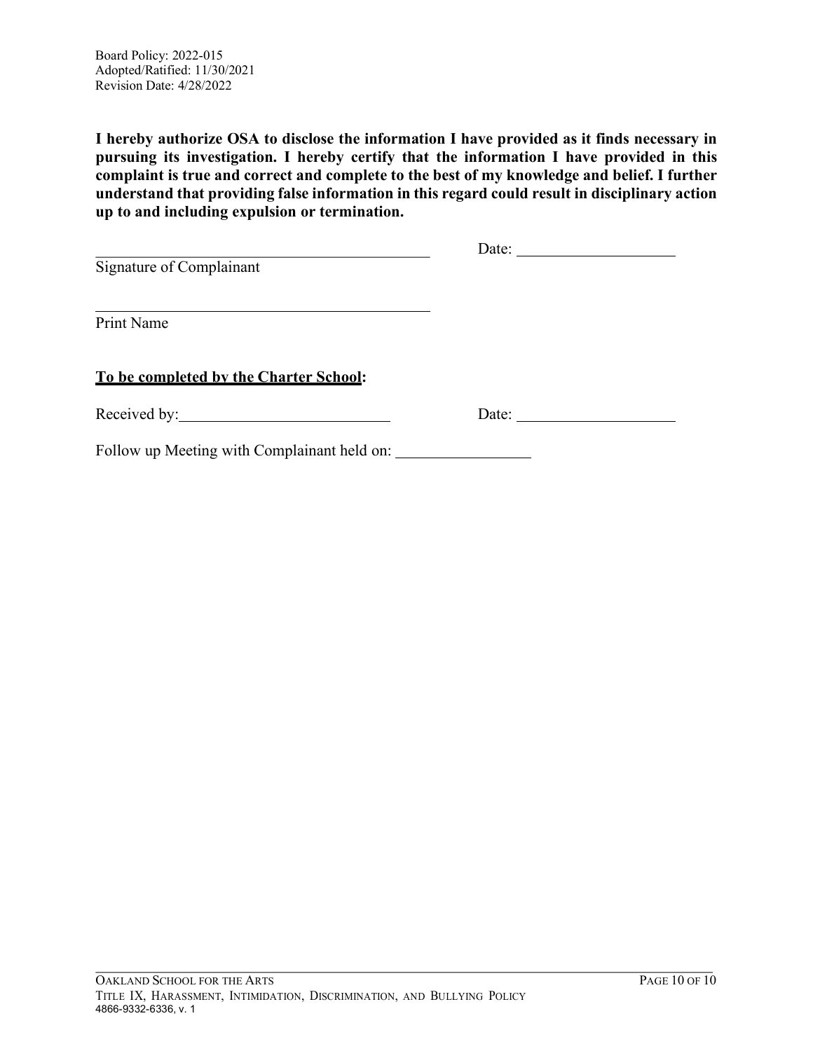**I hereby authorize OSA to disclose the information I have provided as it finds necessary in pursuing its investigation. I hereby certify that the information I have provided in this complaint is true and correct and complete to the best of my knowledge and belief. I further understand that providing false information in this regard could result in disciplinary action up to and including expulsion or termination.**

\_\_\_\_\_\_\_\_\_\_\_\_\_\_\_\_\_\_\_\_\_\_\_\_\_\_\_\_\_\_\_\_\_\_\_\_\_\_\_\_ Date: \_\_\_\_\_\_\_\_\_\_\_\_\_\_\_\_\_\_\_\_

Signature of Complainant

\_\_\_\_\_\_\_\_\_\_\_\_\_\_\_\_\_\_\_\_\_\_\_\_\_\_\_\_\_\_\_\_\_\_\_\_\_\_\_\_

Print Name

**<u>To be completed by the Charter School</u>:**

Received by: \_\_\_\_\_\_\_\_\_\_\_\_\_\_\_\_\_\_\_\_\_\_\_\_\_\_ Date: \_\_\_\_\_\_\_\_\_\_\_\_\_\_\_\_\_\_\_\_

Follow up Meeting with Complainant held on: \_\_\_\_\_\_\_\_\_\_\_\_\_\_\_\_\_